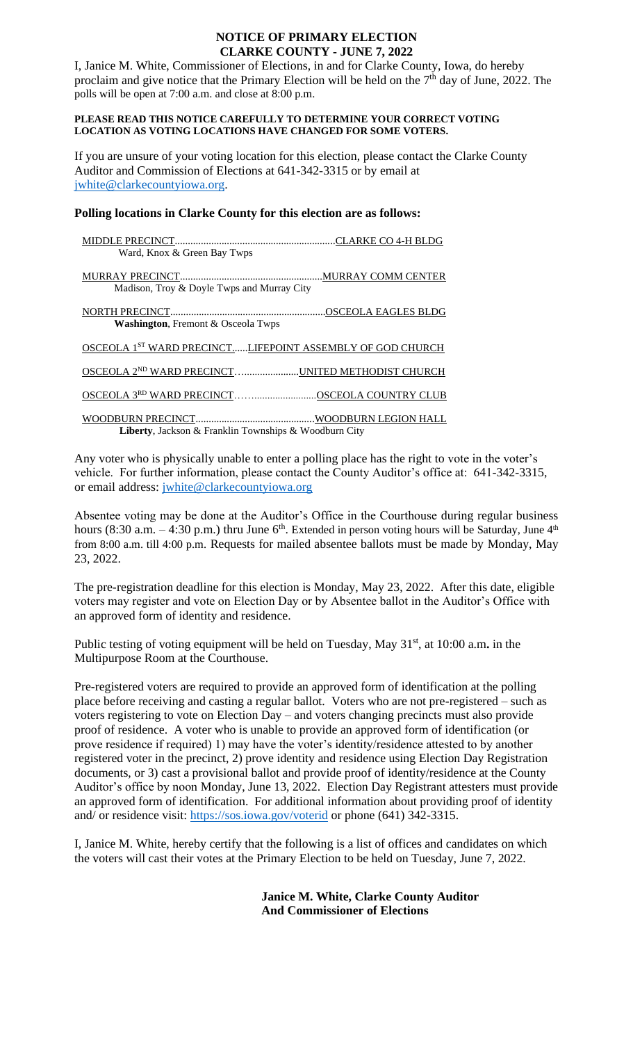# NOTICE OF PRIMARY ELECTION
## CLARKE COUNTY - JUNE 7, 2022

I, Janice M. White, Commissioner of Elections, in and for Clarke County, Iowa, do hereby proclaim and give notice that the Primary Election will be held on the 7th day of June, 2022. The polls will be open at 7:00 a.m. and close at 8:00 p.m.

**PLEASE READ THIS NOTICE CAREFULLY TO DETERMINE YOUR CORRECT VOTING LOCATION AS VOTING LOCATIONS HAVE CHANGED FOR SOME VOTERS.**

If you are unsure of your voting location for this election, please contact the Clarke County Auditor and Commission of Elections at 641-342-3315 or by email at jwhite@clarkecountyiowa.org.

**Polling locations in Clarke County for this election are as follows:**

MIDDLE PRECINCT.............................................................CLARKE CO 4-H BLDG
Ward, Knox & Green Bay Twps

MURRAY PRECINCT.......................................................MURRAY COMM CENTER
Madison, Troy & Doyle Twps and Murray City

NORTH PRECINCT...........................................................OSCEOLA EAGLES BLDG
**Washington**, Fremont & Osceola Twps

OSCEOLA 1ST WARD PRECINCT......LIFEPOINT ASSEMBLY OF GOD CHURCH

OSCEOLA 2ND WARD PRECINCT…....................UNITED METHODIST CHURCH

OSCEOLA 3RD WARD PRECINCT…….......................OSCEOLA COUNTRY CLUB

WOODBURN PRECINCT.............................................WOODBURN LEGION HALL
**Liberty**, Jackson & Franklin Townships & Woodburn City

Any voter who is physically unable to enter a polling place has the right to vote in the voter's vehicle. For further information, please contact the County Auditor's office at: 641-342-3315, or email address: jwhite@clarkecountyiowa.org

Absentee voting may be done at the Auditor's Office in the Courthouse during regular business hours (8:30 a.m. – 4:30 p.m.) thru June 6th. Extended in person voting hours will be Saturday, June 4th from 8:00 a.m. till 4:00 p.m. Requests for mailed absentee ballots must be made by Monday, May 23, 2022.

The pre-registration deadline for this election is Monday, May 23, 2022. After this date, eligible voters may register and vote on Election Day or by Absentee ballot in the Auditor's Office with an approved form of identity and residence.

Public testing of voting equipment will be held on Tuesday, May 31st, at 10:00 a.m**.** in the Multipurpose Room at the Courthouse.

Pre-registered voters are required to provide an approved form of identification at the polling place before receiving and casting a regular ballot. Voters who are not pre-registered – such as voters registering to vote on Election Day – and voters changing precincts must also provide proof of residence. A voter who is unable to provide an approved form of identification (or prove residence if required) 1) may have the voter's identity/residence attested to by another registered voter in the precinct, 2) prove identity and residence using Election Day Registration documents, or 3) cast a provisional ballot and provide proof of identity/residence at the County Auditor's office by noon Monday, June 13, 2022. Election Day Registrant attesters must provide an approved form of identification. For additional information about providing proof of identity and/ or residence visit: https://sos.iowa.gov/voterid or phone (641) 342-3315.

I, Janice M. White, hereby certify that the following is a list of offices and candidates on which the voters will cast their votes at the Primary Election to be held on Tuesday, June 7, 2022.

**Janice M. White, Clarke County Auditor**
**And Commissioner of Elections**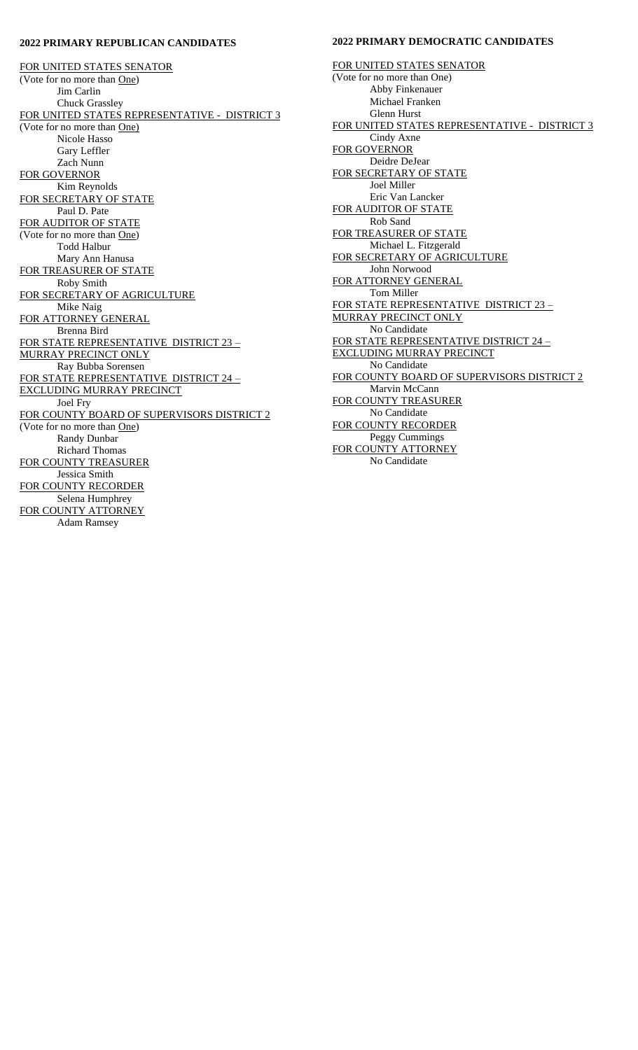## 2022 PRIMARY REPUBLICAN CANDIDATES

FOR UNITED STATES SENATOR
(Vote for no more than One)
- Jim Carlin
- Chuck Grassley

FOR UNITED STATES REPRESENTATIVE - DISTRICT 3
(Vote for no more than One)
- Nicole Hasso
- Gary Leffler
- Zach Nunn

FOR GOVERNOR
- Kim Reynolds

FOR SECRETARY OF STATE
- Paul D. Pate

FOR AUDITOR OF STATE
(Vote for no more than One)
- Todd Halbur
- Mary Ann Hanusa

FOR TREASURER OF STATE
- Roby Smith

FOR SECRETARY OF AGRICULTURE
- Mike Naig

FOR ATTORNEY GENERAL
- Brenna Bird

FOR STATE REPRESENTATIVE DISTRICT 23 – MURRAY PRECINCT ONLY
- Ray Bubba Sorensen

FOR STATE REPRESENTATIVE DISTRICT 24 – EXCLUDING MURRAY PRECINCT
- Joel Fry

FOR COUNTY BOARD OF SUPERVISORS DISTRICT 2
(Vote for no more than One)
- Randy Dunbar
- Richard Thomas

FOR COUNTY TREASURER
- Jessica Smith

FOR COUNTY RECORDER
- Selena Humphrey

FOR COUNTY ATTORNEY
- Adam Ramsey

## 2022 PRIMARY DEMOCRATIC CANDIDATES

FOR UNITED STATES SENATOR
(Vote for no more than One)
- Abby Finkenauer
- Michael Franken
- Glenn Hurst

FOR UNITED STATES REPRESENTATIVE - DISTRICT 3
- Cindy Axne

FOR GOVERNOR
- Deidre DeJear

FOR SECRETARY OF STATE
- Joel Miller
- Eric Van Lancker

FOR AUDITOR OF STATE
- Rob Sand

FOR TREASURER OF STATE
- Michael L. Fitzgerald

FOR SECRETARY OF AGRICULTURE
- John Norwood

FOR ATTORNEY GENERAL
- Tom Miller

FOR STATE REPRESENTATIVE DISTRICT 23 – MURRAY PRECINCT ONLY
- No Candidate

FOR STATE REPRESENTATIVE DISTRICT 24 – EXCLUDING MURRAY PRECINCT
- No Candidate

FOR COUNTY BOARD OF SUPERVISORS DISTRICT 2
- Marvin McCann

FOR COUNTY TREASURER
- No Candidate

FOR COUNTY RECORDER
- Peggy Cummings

FOR COUNTY ATTORNEY
- No Candidate